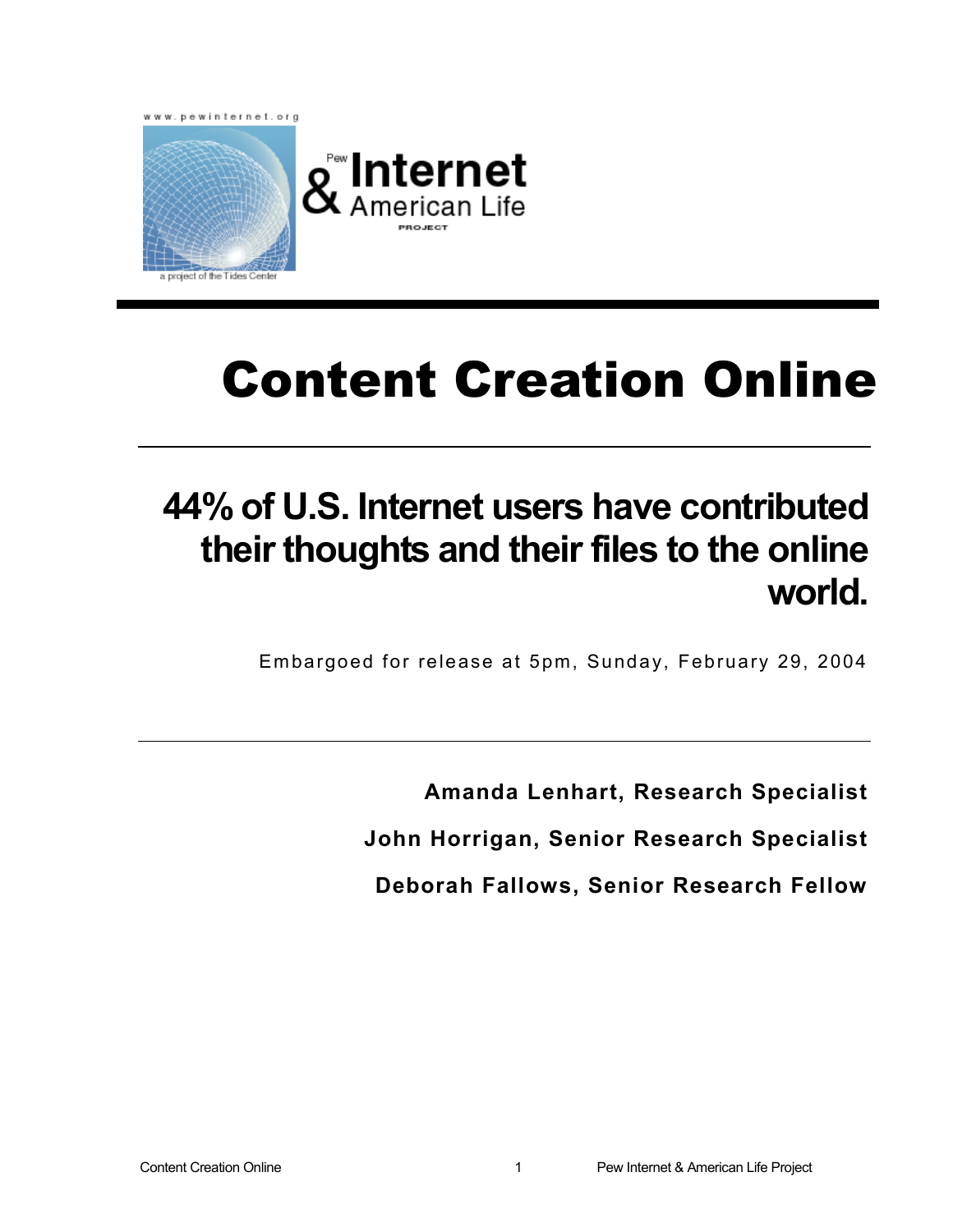www.pewinternet.org

Pew Internet & American Life Project

a project of the Tides Center

# Content Creation Online

## 44% of U.S. Internet users have contributed their thoughts and their files to the online world.

Embargoed for release at 5pm, Sunday, February 29, 2004

**Amanda Lenhart, Research Specialist**

**John Horrigan, Senior Research Specialist**

**Deborah Fallows, Senior Research Fellow**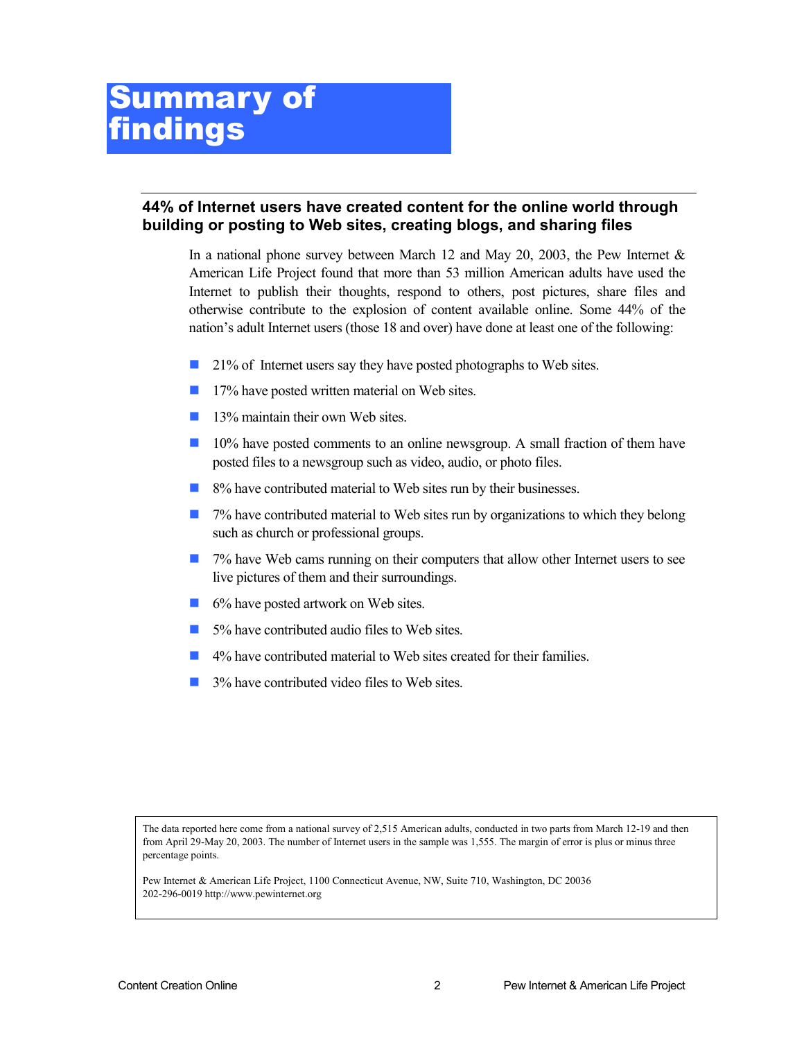# Summary of findings

## 44% of Internet users have created content for the online world through building or posting to Web sites, creating blogs, and sharing files

In a national phone survey between March 12 and May 20, 2003, the Pew Internet & American Life Project found that more than 53 million American adults have used the Internet to publish their thoughts, respond to others, post pictures, share files and otherwise contribute to the explosion of content available online. Some 44% of the nation's adult Internet users (those 18 and over) have done at least one of the following:

- 21% of Internet users say they have posted photographs to Web sites.
- 17% have posted written material on Web sites.
- 13% maintain their own Web sites.
- 10% have posted comments to an online newsgroup. A small fraction of them have posted files to a newsgroup such as video, audio, or photo files.
- 8% have contributed material to Web sites run by their businesses.
- 7% have contributed material to Web sites run by organizations to which they belong such as church or professional groups.
- 7% have Web cams running on their computers that allow other Internet users to see live pictures of them and their surroundings.
- 6% have posted artwork on Web sites.
- 5% have contributed audio files to Web sites.
- 4% have contributed material to Web sites created for their families.
- 3% have contributed video files to Web sites.

The data reported here come from a national survey of 2,515 American adults, conducted in two parts from March 12-19 and then from April 29-May 20, 2003. The number of Internet users in the sample was 1,555. The margin of error is plus or minus three percentage points.

Pew Internet & American Life Project, 1100 Connecticut Avenue, NW, Suite 710, Washington, DC 20036
202-296-0019 http://www.pewinternet.org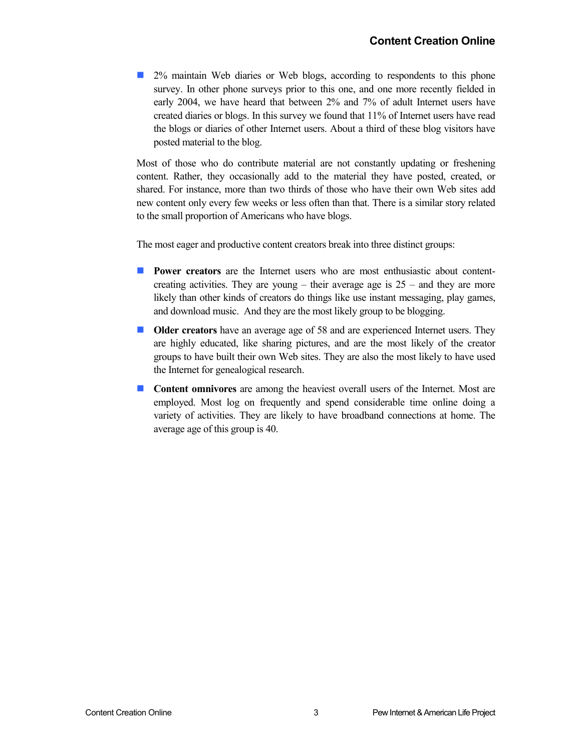- 2% maintain Web diaries or Web blogs, according to respondents to this phone survey. In other phone surveys prior to this one, and one more recently fielded in early 2004, we have heard that between 2% and 7% of adult Internet users have created diaries or blogs. In this survey we found that 11% of Internet users have read the blogs or diaries of other Internet users. About a third of these blog visitors have posted material to the blog.

Most of those who do contribute material are not constantly updating or freshening content. Rather, they occasionally add to the material they have posted, created, or shared. For instance, more than two thirds of those who have their own Web sites add new content only every few weeks or less often than that. There is a similar story related to the small proportion of Americans who have blogs.

The most eager and productive content creators break into three distinct groups:

- **Power creators** are the Internet users who are most enthusiastic about content-creating activities. They are young – their average age is 25 – and they are more likely than other kinds of creators do things like use instant messaging, play games, and download music. And they are the most likely group to be blogging.
- **Older creators** have an average age of 58 and are experienced Internet users. They are highly educated, like sharing pictures, and are the most likely of the creator groups to have built their own Web sites. They are also the most likely to have used the Internet for genealogical research.
- **Content omnivores** are among the heaviest overall users of the Internet. Most are employed. Most log on frequently and spend considerable time online doing a variety of activities. They are likely to have broadband connections at home. The average age of this group is 40.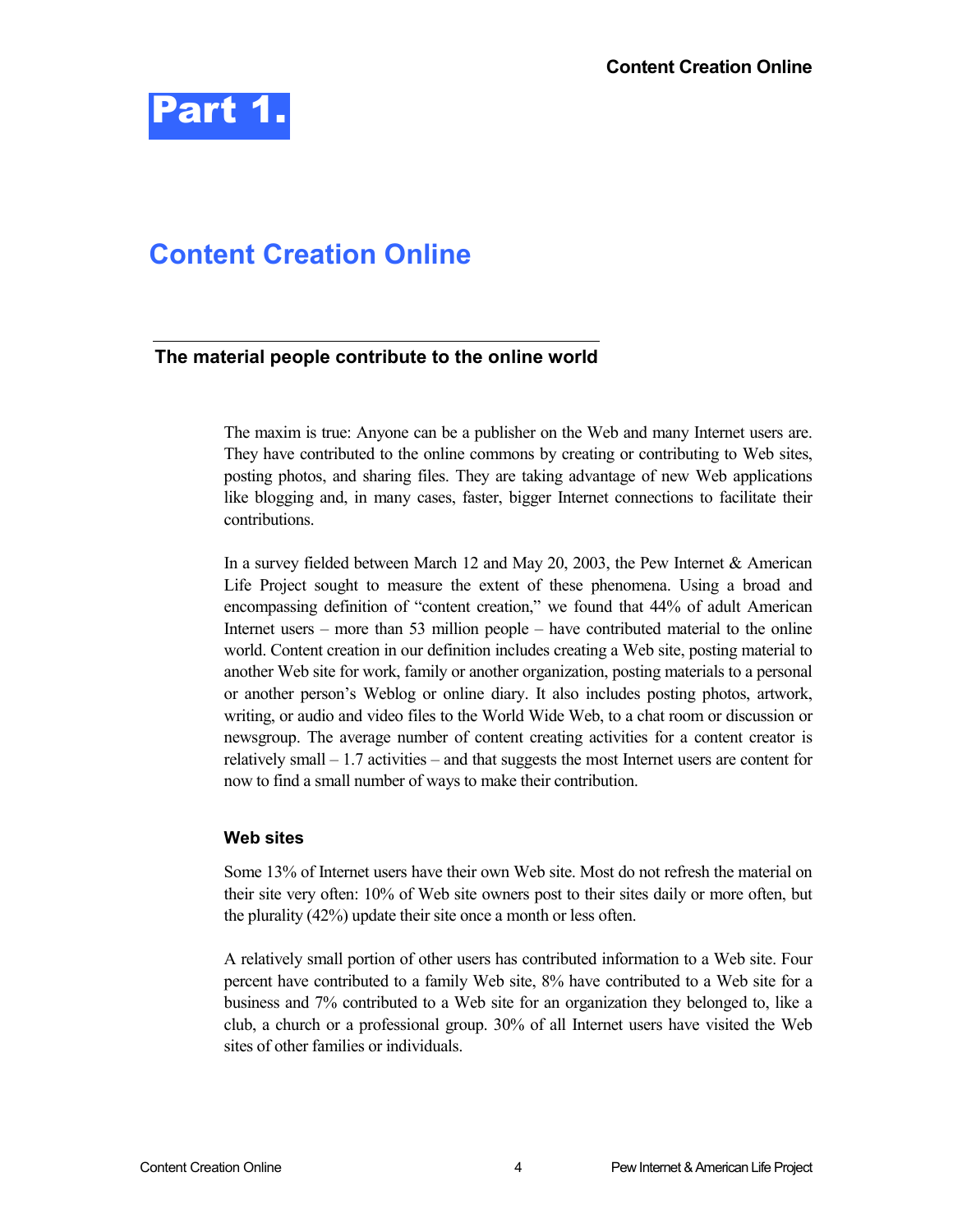# Part 1.

# Content Creation Online

## The material people contribute to the online world

The maxim is true: Anyone can be a publisher on the Web and many Internet users are. They have contributed to the online commons by creating or contributing to Web sites, posting photos, and sharing files. They are taking advantage of new Web applications like blogging and, in many cases, faster, bigger Internet connections to facilitate their contributions.

In a survey fielded between March 12 and May 20, 2003, the Pew Internet & American Life Project sought to measure the extent of these phenomena. Using a broad and encompassing definition of "content creation," we found that 44% of adult American Internet users – more than 53 million people – have contributed material to the online world. Content creation in our definition includes creating a Web site, posting material to another Web site for work, family or another organization, posting materials to a personal or another person's Weblog or online diary. It also includes posting photos, artwork, writing, or audio and video files to the World Wide Web, to a chat room or discussion or newsgroup. The average number of content creating activities for a content creator is relatively small – 1.7 activities – and that suggests the most Internet users are content for now to find a small number of ways to make their contribution.

### Web sites

Some 13% of Internet users have their own Web site. Most do not refresh the material on their site very often: 10% of Web site owners post to their sites daily or more often, but the plurality (42%) update their site once a month or less often.

A relatively small portion of other users has contributed information to a Web site. Four percent have contributed to a family Web site, 8% have contributed to a Web site for a business and 7% contributed to a Web site for an organization they belonged to, like a club, a church or a professional group. 30% of all Internet users have visited the Web sites of other families or individuals.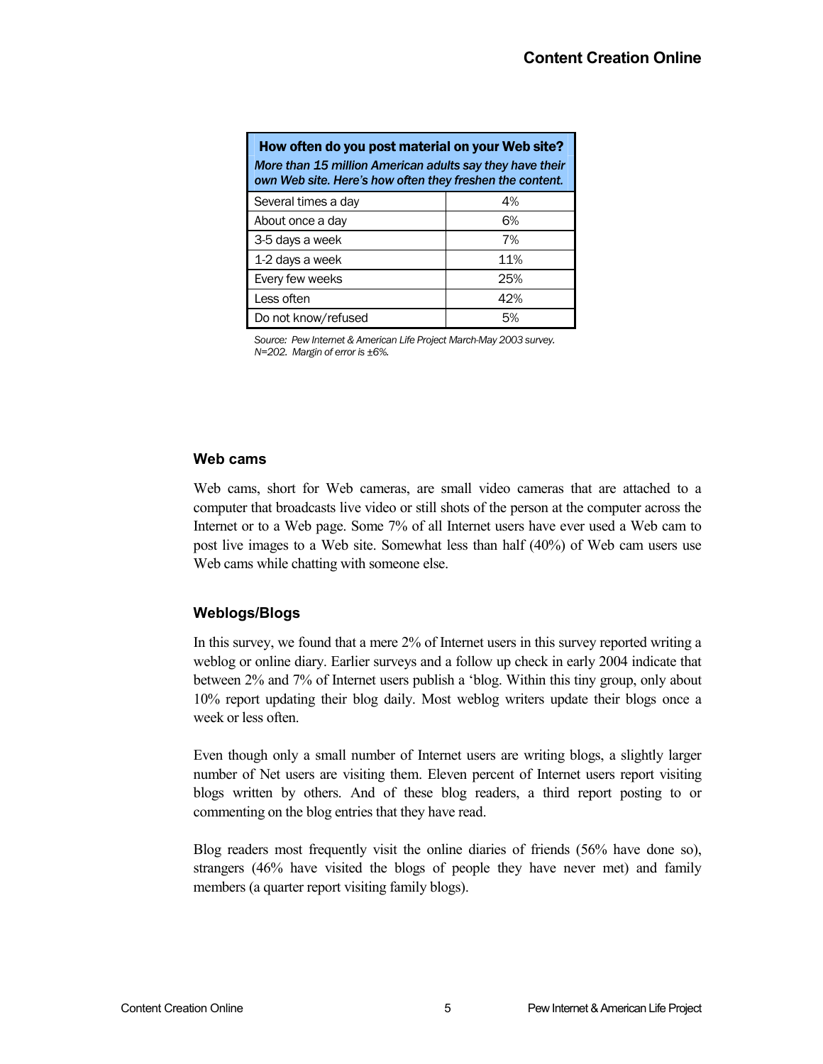| How often do you post material on your Web site? *More than 15 million American adults say they have their own Web site. Here's how often they freshen the content.* | |
|---|---|
| Several times a day | 4% |
| About once a day | 6% |
| 3-5 days a week | 7% |
| 1-2 days a week | 11% |
| Every few weeks | 25% |
| Less often | 42% |
| Do not know/refused | 5% |

*Source: Pew Internet & American Life Project March-May 2003 survey. N=202. Margin of error is ±6%.*

### Web cams

Web cams, short for Web cameras, are small video cameras that are attached to a computer that broadcasts live video or still shots of the person at the computer across the Internet or to a Web page. Some 7% of all Internet users have ever used a Web cam to post live images to a Web site. Somewhat less than half (40%) of Web cam users use Web cams while chatting with someone else.

### Weblogs/Blogs

In this survey, we found that a mere 2% of Internet users in this survey reported writing a weblog or online diary. Earlier surveys and a follow up check in early 2004 indicate that between 2% and 7% of Internet users publish a 'blog. Within this tiny group, only about 10% report updating their blog daily. Most weblog writers update their blogs once a week or less often.

Even though only a small number of Internet users are writing blogs, a slightly larger number of Net users are visiting them. Eleven percent of Internet users report visiting blogs written by others. And of these blog readers, a third report posting to or commenting on the blog entries that they have read.

Blog readers most frequently visit the online diaries of friends (56% have done so), strangers (46% have visited the blogs of people they have never met) and family members (a quarter report visiting family blogs).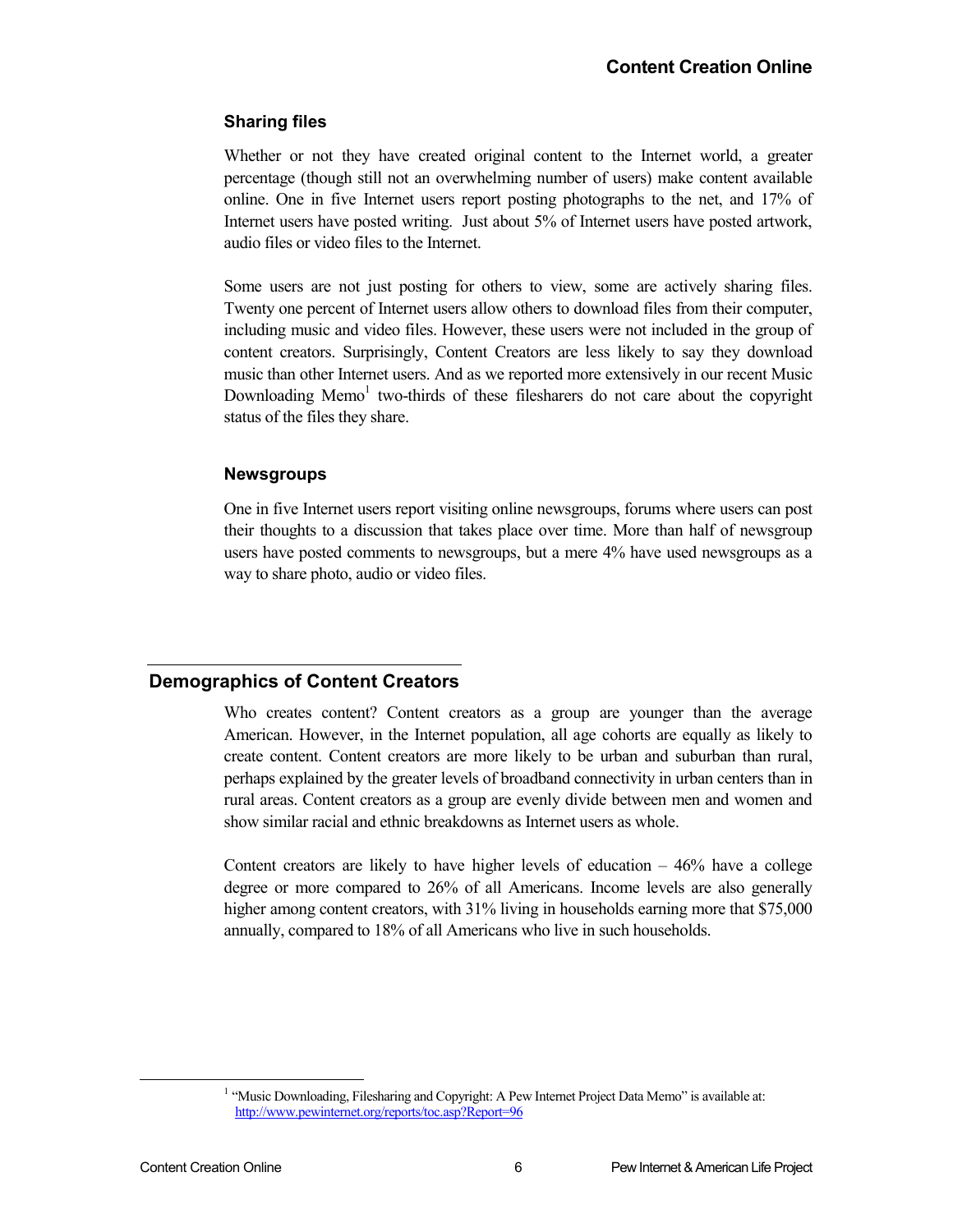### Sharing files

Whether or not they have created original content to the Internet world, a greater percentage (though still not an overwhelming number of users) make content available online. One in five Internet users report posting photographs to the net, and 17% of Internet users have posted writing. Just about 5% of Internet users have posted artwork, audio files or video files to the Internet.

Some users are not just posting for others to view, some are actively sharing files. Twenty one percent of Internet users allow others to download files from their computer, including music and video files. However, these users were not included in the group of content creators. Surprisingly, Content Creators are less likely to say they download music than other Internet users. And as we reported more extensively in our recent Music Downloading Memo[1] two-thirds of these filesharers do not care about the copyright status of the files they share.

### Newsgroups

One in five Internet users report visiting online newsgroups, forums where users can post their thoughts to a discussion that takes place over time. More than half of newsgroup users have posted comments to newsgroups, but a mere 4% have used newsgroups as a way to share photo, audio or video files.

## Demographics of Content Creators

Who creates content? Content creators as a group are younger than the average American. However, in the Internet population, all age cohorts are equally as likely to create content. Content creators are more likely to be urban and suburban than rural, perhaps explained by the greater levels of broadband connectivity in urban centers than in rural areas. Content creators as a group are evenly divide between men and women and show similar racial and ethnic breakdowns as Internet users as whole.

Content creators are likely to have higher levels of education – 46% have a college degree or more compared to 26% of all Americans. Income levels are also generally higher among content creators, with 31% living in households earning more that $75,000 annually, compared to 18% of all Americans who live in such households.

[1] "Music Downloading, Filesharing and Copyright: A Pew Internet Project Data Memo" is available at: http://www.pewinternet.org/reports/toc.asp?Report=96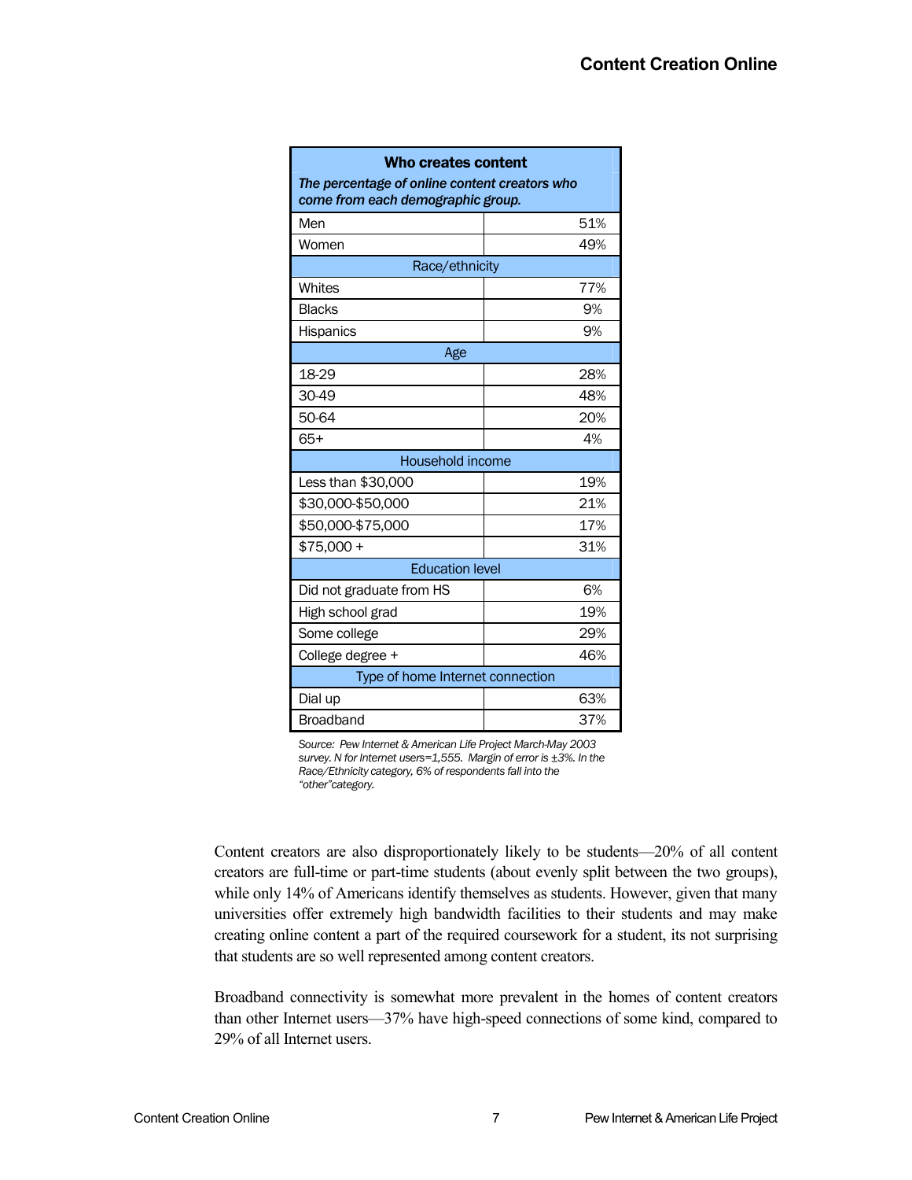| **Who creates content**<br>*The percentage of online content creators who come from each demographic group.* | |
|---|---|
| Men | 51% |
| Women | 49% |
| Race/ethnicity | |
| Whites | 77% |
| Blacks | 9% |
| Hispanics | 9% |
| Age | |
| 18-29 | 28% |
| 30-49 | 48% |
| 50-64 | 20% |
| 65+ | 4% |
| Household income | |
| Less than $30,000 | 19% |
| $30,000-$50,000 | 21% |
| $50,000-$75,000 | 17% |
| $75,000 + | 31% |
| Education level | |
| Did not graduate from HS | 6% |
| High school grad | 19% |
| Some college | 29% |
| College degree + | 46% |
| Type of home Internet connection | |
| Dial up | 63% |
| Broadband | 37% |

*Source: Pew Internet & American Life Project March-May 2003 survey. N for Internet users=1,555. Margin of error is ±3%. In the Race/Ethnicity category, 6% of respondents fall into the "other"category.*

Content creators are also disproportionately likely to be students—20% of all content creators are full-time or part-time students (about evenly split between the two groups), while only 14% of Americans identify themselves as students. However, given that many universities offer extremely high bandwidth facilities to their students and may make creating online content a part of the required coursework for a student, its not surprising that students are so well represented among content creators.

Broadband connectivity is somewhat more prevalent in the homes of content creators than other Internet users—37% have high-speed connections of some kind, compared to 29% of all Internet users.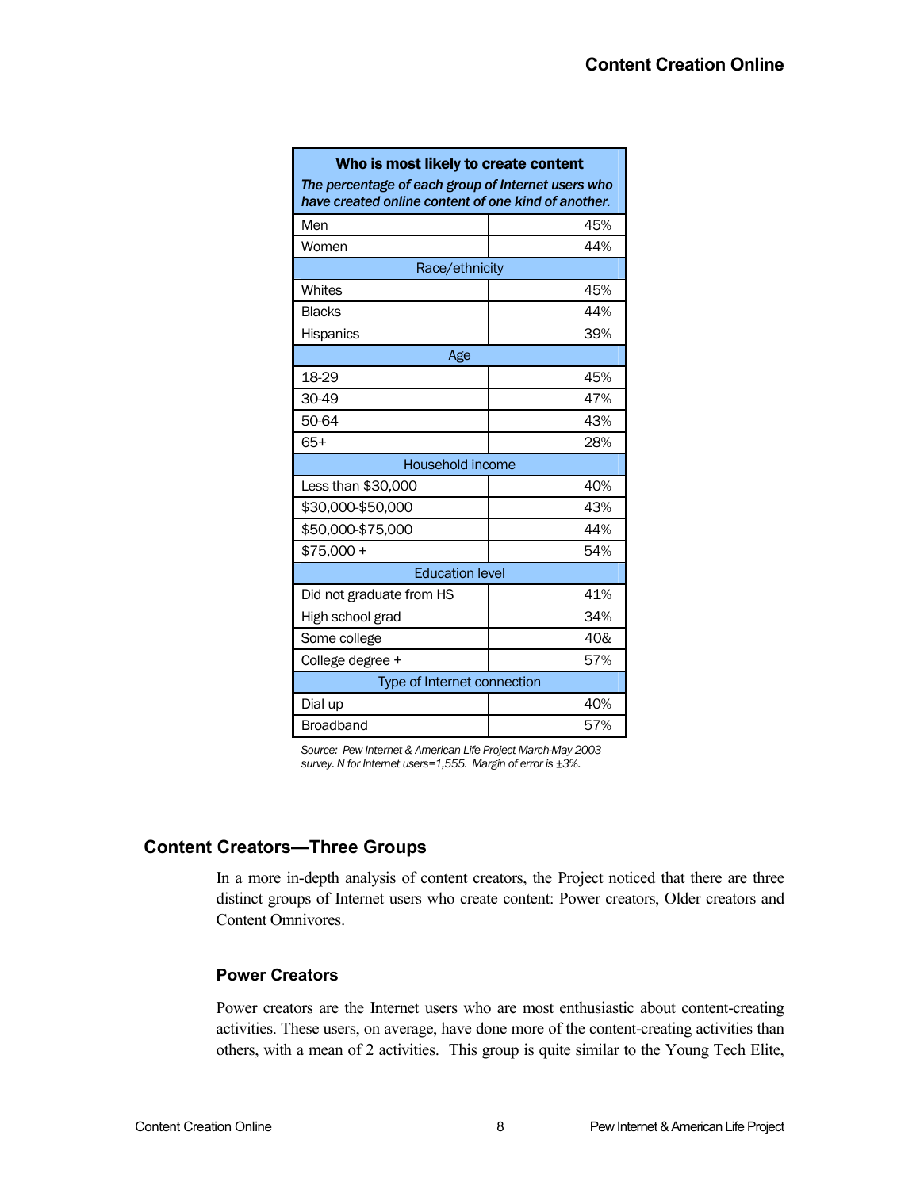| Who is most likely to create content<br>*The percentage of each group of Internet users who have created online content of one kind of another.* | |
|---|---|
| Men | 45% |
| Women | 44% |
| Race/ethnicity | |
| Whites | 45% |
| Blacks | 44% |
| Hispanics | 39% |
| Age | |
| 18-29 | 45% |
| 30-49 | 47% |
| 50-64 | 43% |
| 65+ | 28% |
| Household income | |
| Less than $30,000 | 40% |
| $30,000-$50,000 | 43% |
| $50,000-$75,000 | 44% |
| $75,000 + | 54% |
| Education level | |
| Did not graduate from HS | 41% |
| High school grad | 34% |
| Some college | 40& |
| College degree + | 57% |
| Type of Internet connection | |
| Dial up | 40% |
| Broadband | 57% |

*Source: Pew Internet & American Life Project March-May 2003 survey. N for Internet users=1,555. Margin of error is ±3%.*

## Content Creators—Three Groups

In a more in-depth analysis of content creators, the Project noticed that there are three distinct groups of Internet users who create content: Power creators, Older creators and Content Omnivores.

### Power Creators

Power creators are the Internet users who are most enthusiastic about content-creating activities. These users, on average, have done more of the content-creating activities than others, with a mean of 2 activities. This group is quite similar to the Young Tech Elite,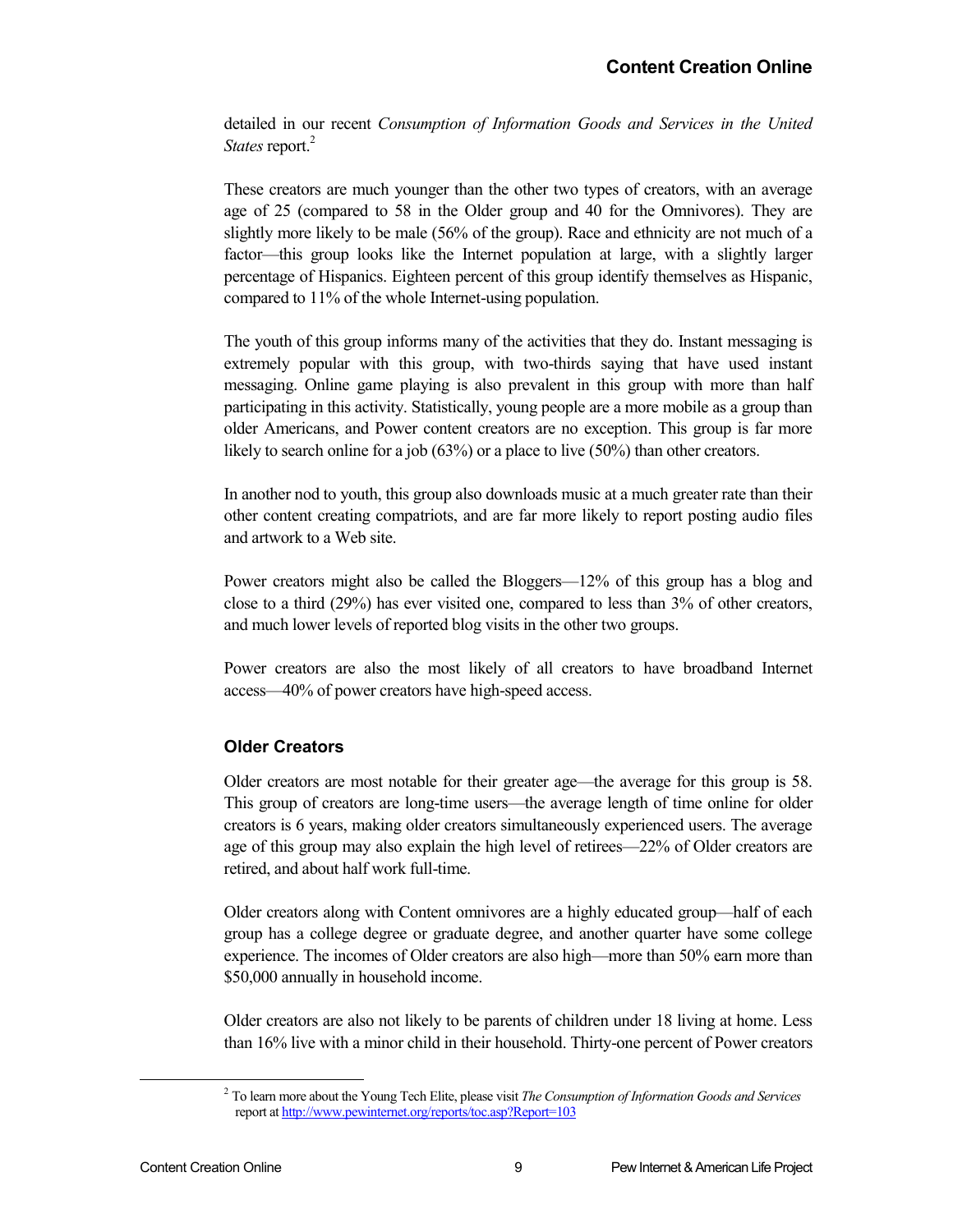detailed in our recent *Consumption of Information Goods and Services in the United States* report.[2]

These creators are much younger than the other two types of creators, with an average age of 25 (compared to 58 in the Older group and 40 for the Omnivores). They are slightly more likely to be male (56% of the group). Race and ethnicity are not much of a factor—this group looks like the Internet population at large, with a slightly larger percentage of Hispanics. Eighteen percent of this group identify themselves as Hispanic, compared to 11% of the whole Internet-using population.

The youth of this group informs many of the activities that they do. Instant messaging is extremely popular with this group, with two-thirds saying that have used instant messaging. Online game playing is also prevalent in this group with more than half participating in this activity. Statistically, young people are a more mobile as a group than older Americans, and Power content creators are no exception. This group is far more likely to search online for a job (63%) or a place to live (50%) than other creators.

In another nod to youth, this group also downloads music at a much greater rate than their other content creating compatriots, and are far more likely to report posting audio files and artwork to a Web site.

Power creators might also be called the Bloggers—12% of this group has a blog and close to a third (29%) has ever visited one, compared to less than 3% of other creators, and much lower levels of reported blog visits in the other two groups.

Power creators are also the most likely of all creators to have broadband Internet access—40% of power creators have high-speed access.

### Older Creators

Older creators are most notable for their greater age—the average for this group is 58. This group of creators are long-time users—the average length of time online for older creators is 6 years, making older creators simultaneously experienced users. The average age of this group may also explain the high level of retirees—22% of Older creators are retired, and about half work full-time.

Older creators along with Content omnivores are a highly educated group—half of each group has a college degree or graduate degree, and another quarter have some college experience. The incomes of Older creators are also high—more than 50% earn more than $50,000 annually in household income.

Older creators are also not likely to be parents of children under 18 living at home. Less than 16% live with a minor child in their household. Thirty-one percent of Power creators

---

[2] To learn more about the Young Tech Elite, please visit *The Consumption of Information Goods and Services* report at http://www.pewinternet.org/reports/toc.asp?Report=103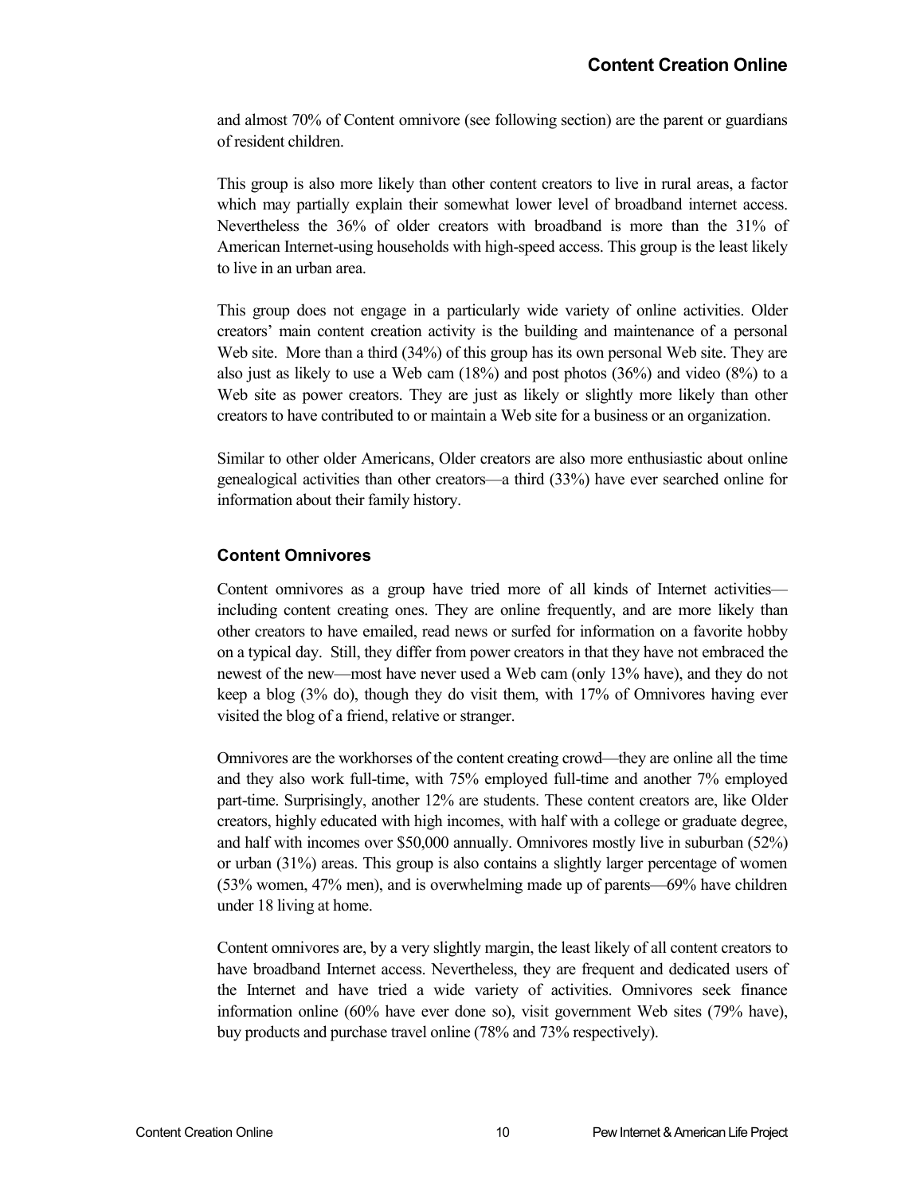and almost 70% of Content omnivore (see following section) are the parent or guardians of resident children.

This group is also more likely than other content creators to live in rural areas, a factor which may partially explain their somewhat lower level of broadband internet access. Nevertheless the 36% of older creators with broadband is more than the 31% of American Internet-using households with high-speed access. This group is the least likely to live in an urban area.

This group does not engage in a particularly wide variety of online activities. Older creators' main content creation activity is the building and maintenance of a personal Web site. More than a third (34%) of this group has its own personal Web site. They are also just as likely to use a Web cam (18%) and post photos (36%) and video (8%) to a Web site as power creators. They are just as likely or slightly more likely than other creators to have contributed to or maintain a Web site for a business or an organization.

Similar to other older Americans, Older creators are also more enthusiastic about online genealogical activities than other creators—a third (33%) have ever searched online for information about their family history.

### Content Omnivores

Content omnivores as a group have tried more of all kinds of Internet activities—including content creating ones. They are online frequently, and are more likely than other creators to have emailed, read news or surfed for information on a favorite hobby on a typical day. Still, they differ from power creators in that they have not embraced the newest of the new—most have never used a Web cam (only 13% have), and they do not keep a blog (3% do), though they do visit them, with 17% of Omnivores having ever visited the blog of a friend, relative or stranger.

Omnivores are the workhorses of the content creating crowd—they are online all the time and they also work full-time, with 75% employed full-time and another 7% employed part-time. Surprisingly, another 12% are students. These content creators are, like Older creators, highly educated with high incomes, with half with a college or graduate degree, and half with incomes over $50,000 annually. Omnivores mostly live in suburban (52%) or urban (31%) areas. This group is also contains a slightly larger percentage of women (53% women, 47% men), and is overwhelming made up of parents—69% have children under 18 living at home.

Content omnivores are, by a very slightly margin, the least likely of all content creators to have broadband Internet access. Nevertheless, they are frequent and dedicated users of the Internet and have tried a wide variety of activities. Omnivores seek finance information online (60% have ever done so), visit government Web sites (79% have), buy products and purchase travel online (78% and 73% respectively).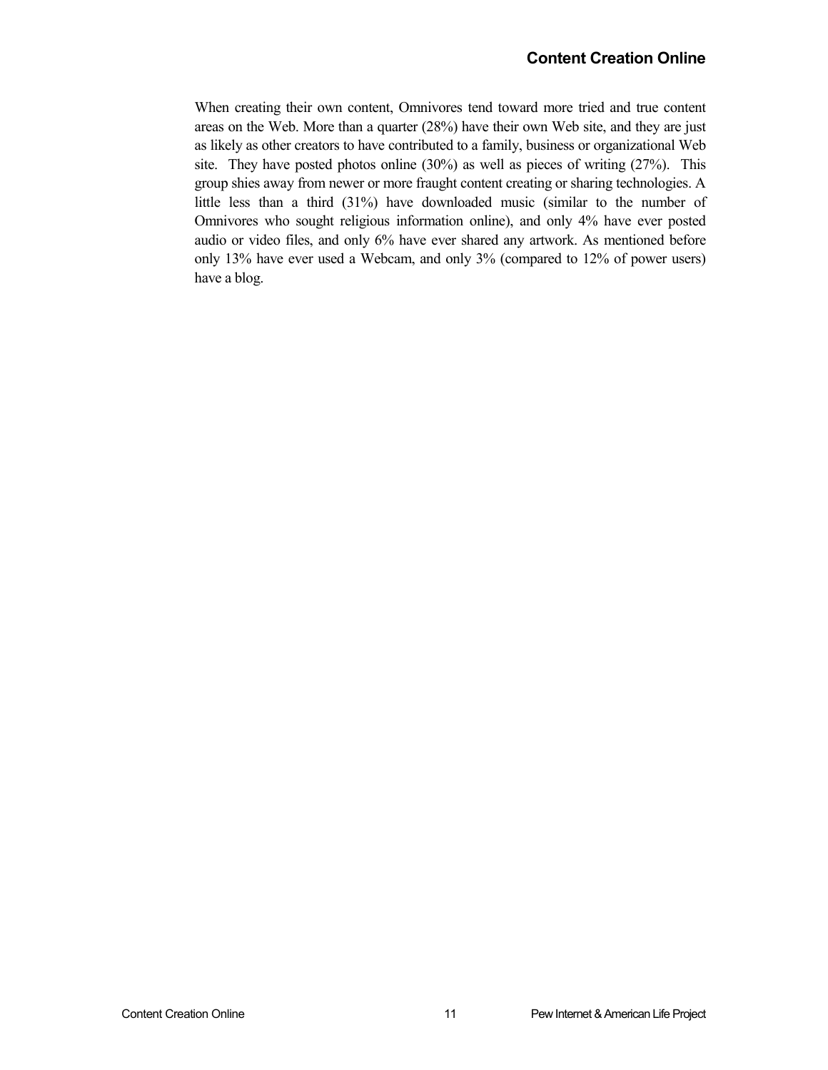When creating their own content, Omnivores tend toward more tried and true content areas on the Web. More than a quarter (28%) have their own Web site, and they are just as likely as other creators to have contributed to a family, business or organizational Web site. They have posted photos online (30%) as well as pieces of writing (27%). This group shies away from newer or more fraught content creating or sharing technologies. A little less than a third (31%) have downloaded music (similar to the number of Omnivores who sought religious information online), and only 4% have ever posted audio or video files, and only 6% have ever shared any artwork. As mentioned before only 13% have ever used a Webcam, and only 3% (compared to 12% of power users) have a blog.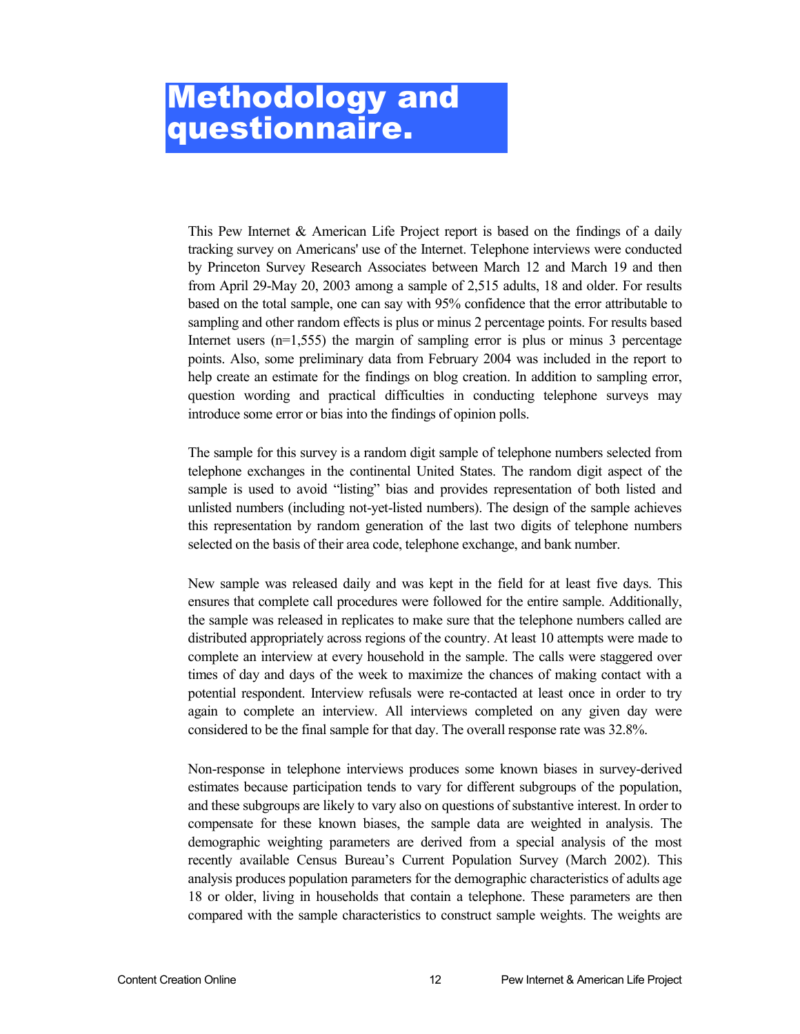# Methodology and questionnaire.

This Pew Internet & American Life Project report is based on the findings of a daily tracking survey on Americans' use of the Internet. Telephone interviews were conducted by Princeton Survey Research Associates between March 12 and March 19 and then from April 29-May 20, 2003 among a sample of 2,515 adults, 18 and older. For results based on the total sample, one can say with 95% confidence that the error attributable to sampling and other random effects is plus or minus 2 percentage points. For results based Internet users (n=1,555) the margin of sampling error is plus or minus 3 percentage points. Also, some preliminary data from February 2004 was included in the report to help create an estimate for the findings on blog creation. In addition to sampling error, question wording and practical difficulties in conducting telephone surveys may introduce some error or bias into the findings of opinion polls.

The sample for this survey is a random digit sample of telephone numbers selected from telephone exchanges in the continental United States. The random digit aspect of the sample is used to avoid "listing" bias and provides representation of both listed and unlisted numbers (including not-yet-listed numbers). The design of the sample achieves this representation by random generation of the last two digits of telephone numbers selected on the basis of their area code, telephone exchange, and bank number.

New sample was released daily and was kept in the field for at least five days. This ensures that complete call procedures were followed for the entire sample. Additionally, the sample was released in replicates to make sure that the telephone numbers called are distributed appropriately across regions of the country. At least 10 attempts were made to complete an interview at every household in the sample. The calls were staggered over times of day and days of the week to maximize the chances of making contact with a potential respondent. Interview refusals were re-contacted at least once in order to try again to complete an interview. All interviews completed on any given day were considered to be the final sample for that day. The overall response rate was 32.8%.

Non-response in telephone interviews produces some known biases in survey-derived estimates because participation tends to vary for different subgroups of the population, and these subgroups are likely to vary also on questions of substantive interest. In order to compensate for these known biases, the sample data are weighted in analysis. The demographic weighting parameters are derived from a special analysis of the most recently available Census Bureau's Current Population Survey (March 2002). This analysis produces population parameters for the demographic characteristics of adults age 18 or older, living in households that contain a telephone. These parameters are then compared with the sample characteristics to construct sample weights. The weights are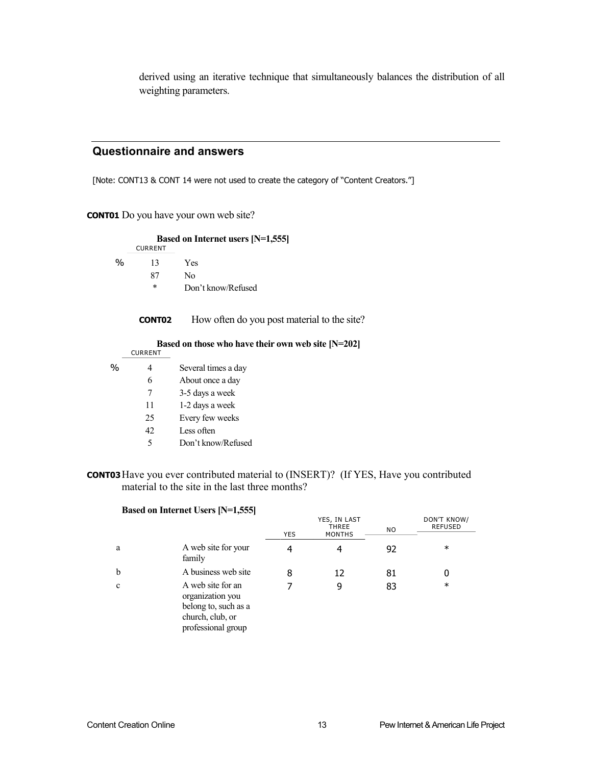derived using an iterative technique that simultaneously balances the distribution of all weighting parameters.

## Questionnaire and answers

[Note: CONT13 & CONT 14 were not used to create the category of "Content Creators."]

**CONT01** Do you have your own web site?

**Based on Internet users [N=1,555]**

| | CURRENT | |
|---|---|---|
| % | 13 | Yes |
| | 87 | No |
| | * | Don't know/Refused |

**CONT02** How often do you post material to the site?

**Based on those who have their own web site [N=202]**

| | CURRENT | |
|---|---|---|
| % | 4 | Several times a day |
| | 6 | About once a day |
| | 7 | 3-5 days a week |
| | 11 | 1-2 days a week |
| | 25 | Every few weeks |
| | 42 | Less often |
| | 5 | Don't know/Refused |

**CONT03** Have you ever contributed material to (INSERT)? (If YES, Have you contributed material to the site in the last three months?

**Based on Internet Users [N=1,555]**

| | | YES | YES, IN LAST THREE MONTHS | NO | DON'T KNOW/ REFUSED |
|---|---|---|---|---|---|
| a | A web site for your family | 4 | 4 | 92 | * |
| b | A business web site | 8 | 12 | 81 | 0 |
| c | A web site for an organization you belong to, such as a church, club, or professional group | 7 | 9 | 83 | * |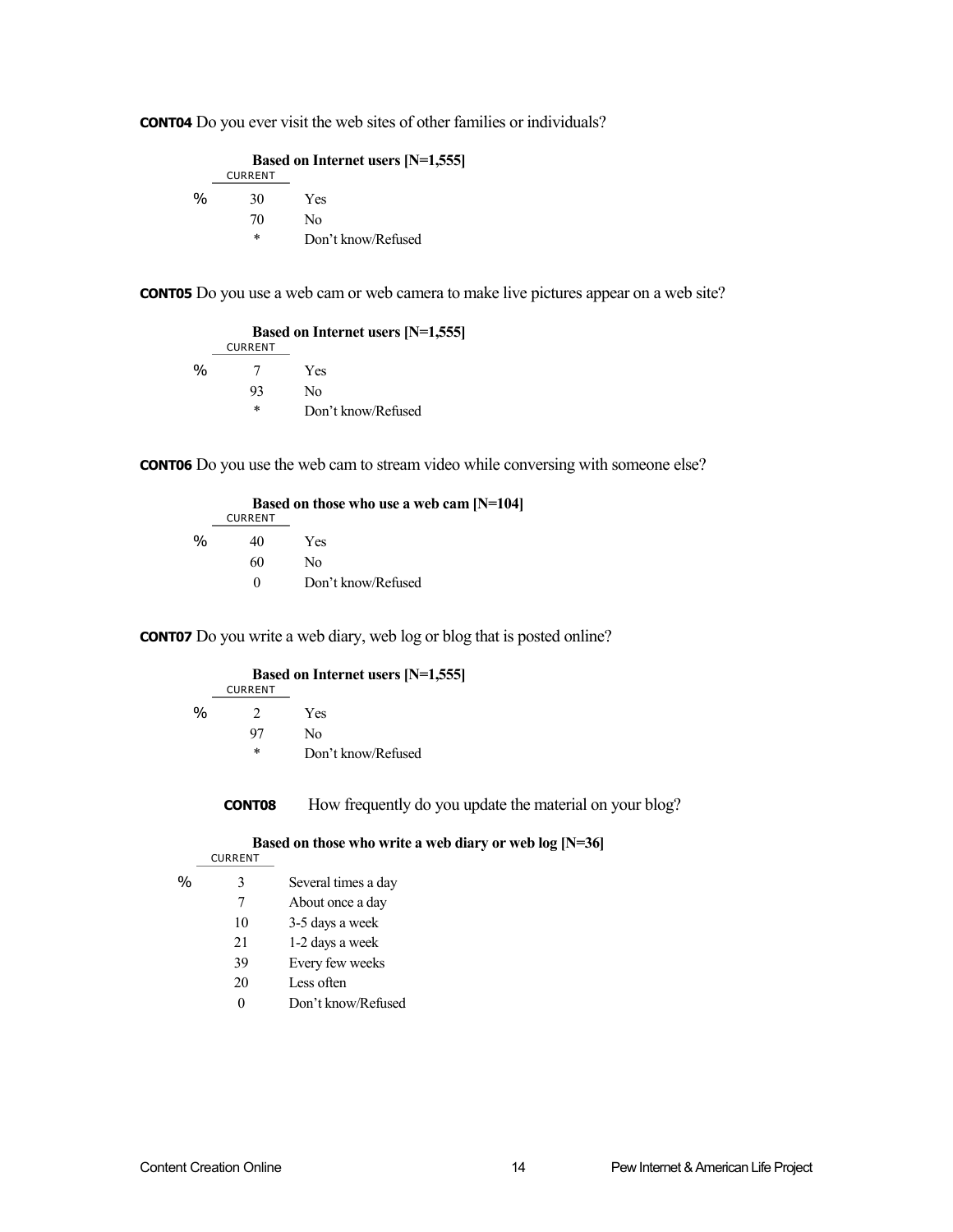**CONT04** Do you ever visit the web sites of other families or individuals?

**Based on Internet users [N=1,555]**

| | CURRENT | |
|---|---|---|
| % | 30 | Yes |
| | 70 | No |
| | * | Don't know/Refused |

**CONT05** Do you use a web cam or web camera to make live pictures appear on a web site?

**Based on Internet users [N=1,555]**

| | CURRENT | |
|---|---|---|
| % | 7 | Yes |
| | 93 | No |
| | * | Don't know/Refused |

**CONT06** Do you use the web cam to stream video while conversing with someone else?

**Based on those who use a web cam [N=104]**

| | CURRENT | |
|---|---|---|
| % | 40 | Yes |
| | 60 | No |
| | 0 | Don't know/Refused |

**CONT07** Do you write a web diary, web log or blog that is posted online?

**Based on Internet users [N=1,555]**

| | CURRENT | |
|---|---|---|
| % | 2 | Yes |
| | 97 | No |
| | * | Don't know/Refused |

**CONT08** How frequently do you update the material on your blog?

**Based on those who write a web diary or web log [N=36]**

| | CURRENT | |
|---|---|---|
| % | 3 | Several times a day |
| | 7 | About once a day |
| | 10 | 3-5 days a week |
| | 21 | 1-2 days a week |
| | 39 | Every few weeks |
| | 20 | Less often |
| | 0 | Don't know/Refused |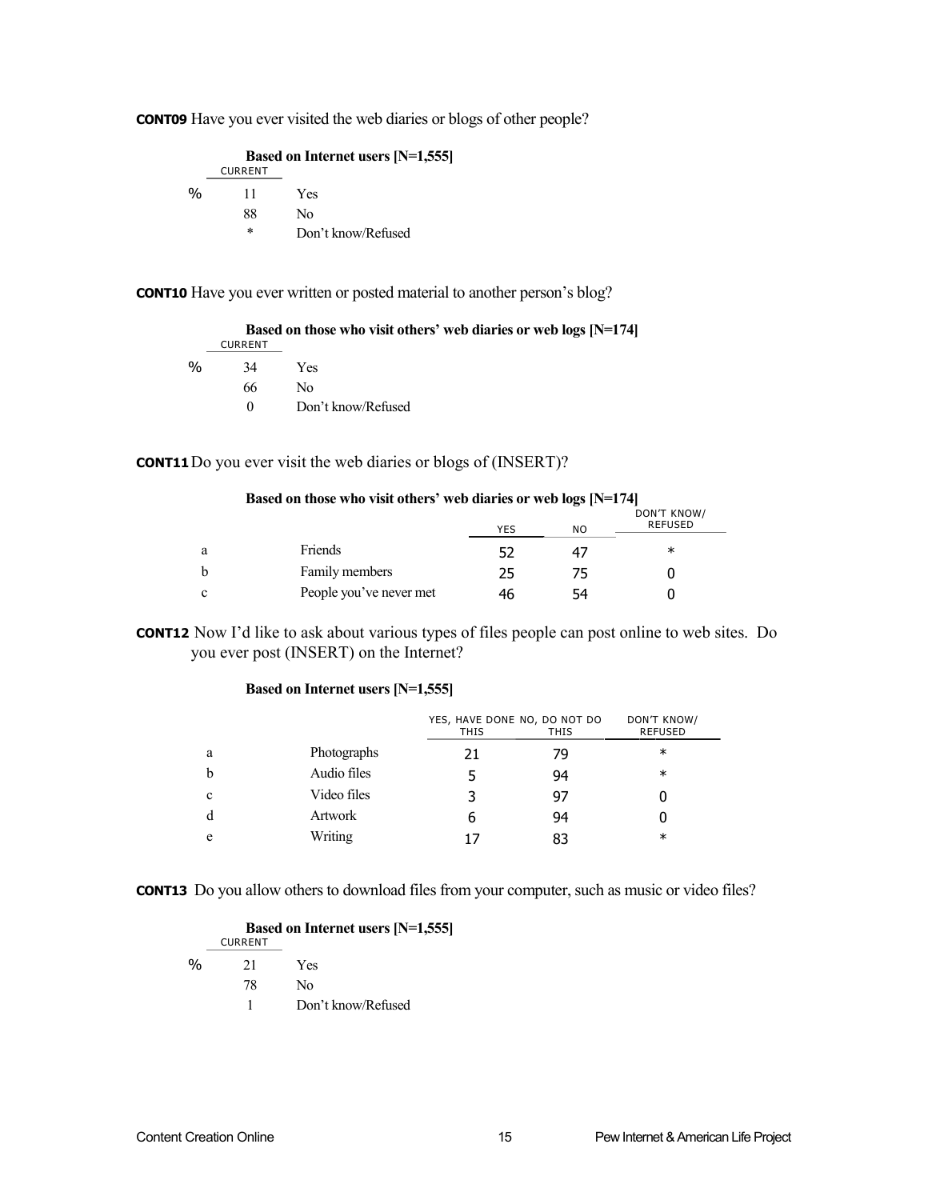**CONT09** Have you ever visited the web diaries or blogs of other people?

**Based on Internet users [N=1,555]**

| | CURRENT | |
|---|---|---|
| % | 11 | Yes |
| | 88 | No |
| | * | Don't know/Refused |

**CONT10** Have you ever written or posted material to another person's blog?

**Based on those who visit others' web diaries or web logs [N=174]**

| | CURRENT | |
|---|---|---|
| % | 34 | Yes |
| | 66 | No |
| | 0 | Don't know/Refused |

**CONT11** Do you ever visit the web diaries or blogs of (INSERT)?

**Based on those who visit others' web diaries or web logs [N=174]**

| | | YES | NO | DON'T KNOW/ REFUSED |
|---|---|---|---|---|
| a | Friends | 52 | 47 | * |
| b | Family members | 25 | 75 | 0 |
| c | People you've never met | 46 | 54 | 0 |

**CONT12** Now I'd like to ask about various types of files people can post online to web sites. Do you ever post (INSERT) on the Internet?

**Based on Internet users [N=1,555]**

| | | YES, HAVE DONE THIS | NO, DO NOT DO THIS | DON'T KNOW/ REFUSED |
|---|---|---|---|---|
| a | Photographs | 21 | 79 | * |
| b | Audio files | 5 | 94 | * |
| c | Video files | 3 | 97 | 0 |
| d | Artwork | 6 | 94 | 0 |
| e | Writing | 17 | 83 | * |

**CONT13** Do you allow others to download files from your computer, such as music or video files?

**Based on Internet users [N=1,555]**

| | CURRENT | |
|---|---|---|
| % | 21 | Yes |
| | 78 | No |
| | 1 | Don't know/Refused |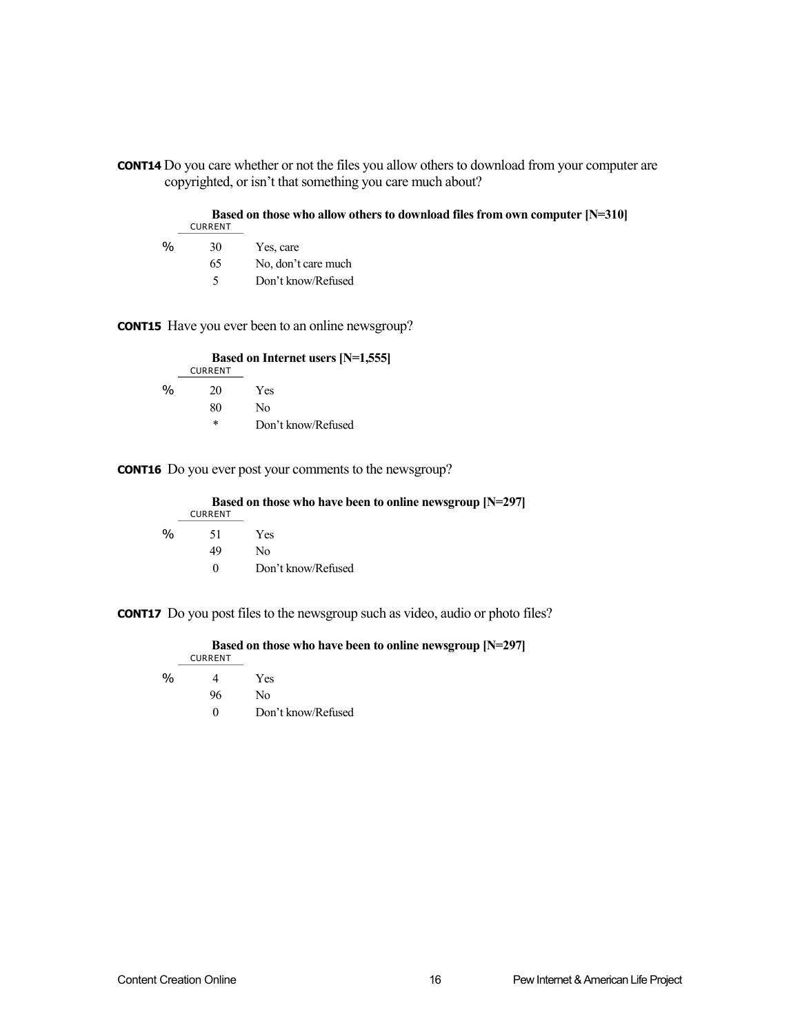**CONT14** Do you care whether or not the files you allow others to download from your computer are copyrighted, or isn't that something you care much about?

**Based on those who allow others to download files from own computer [N=310]**

| | CURRENT | |
|---|---|---|
| % | 30 | Yes, care |
| | 65 | No, don't care much |
| | 5 | Don't know/Refused |

**CONT15** Have you ever been to an online newsgroup?

**Based on Internet users [N=1,555]**

| | CURRENT | |
|---|---|---|
| % | 20 | Yes |
| | 80 | No |
| | * | Don't know/Refused |

**CONT16** Do you ever post your comments to the newsgroup?

**Based on those who have been to online newsgroup [N=297]**

| | CURRENT | |
|---|---|---|
| % | 51 | Yes |
| | 49 | No |
| | 0 | Don't know/Refused |

**CONT17** Do you post files to the newsgroup such as video, audio or photo files?

**Based on those who have been to online newsgroup [N=297]**

| | CURRENT | |
|---|---|---|
| % | 4 | Yes |
| | 96 | No |
| | 0 | Don't know/Refused |